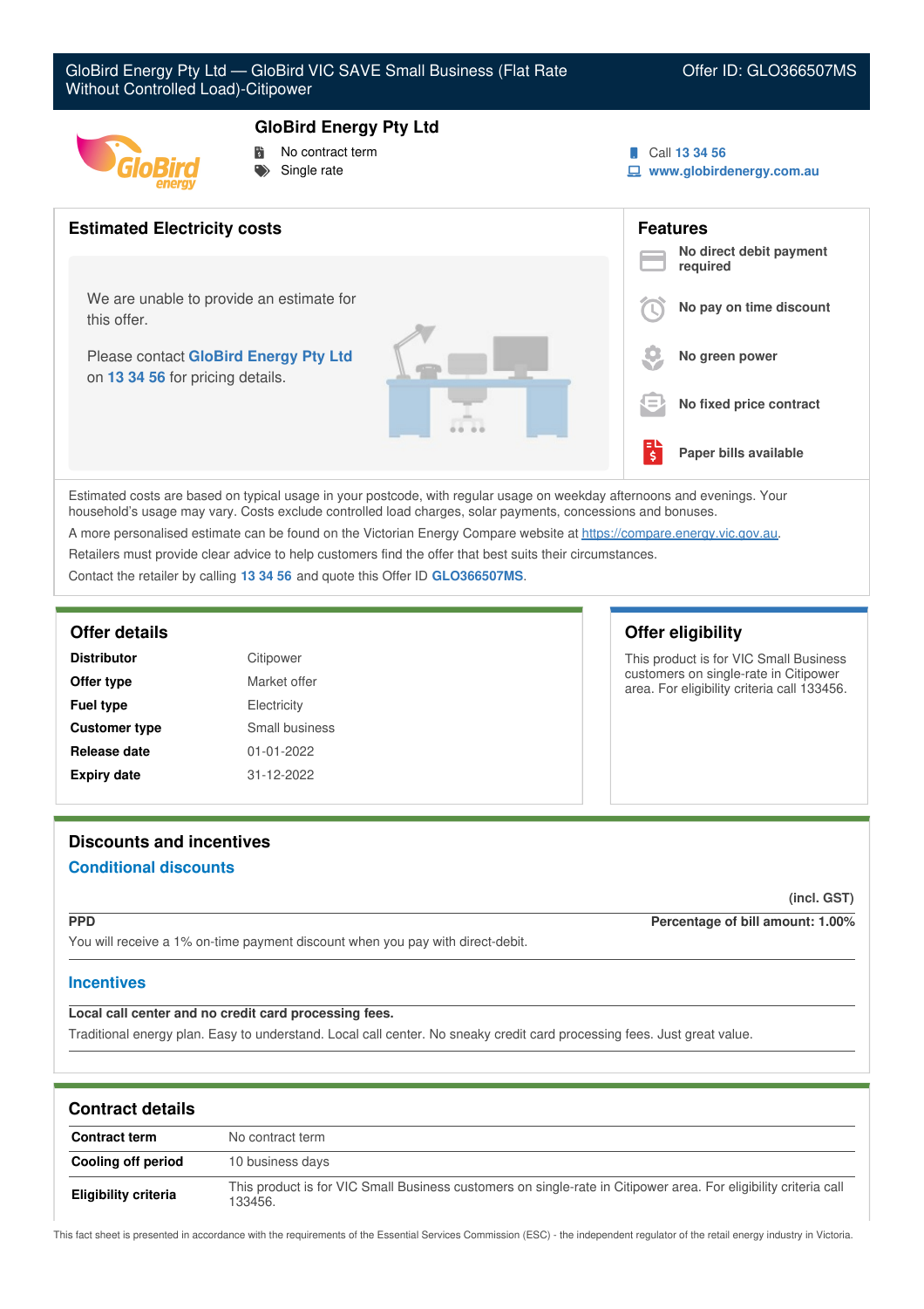# GloBird Energy Pty Ltd — GloBird VIC SAVE Small Business (Flat Rate Without Controlled Load)-Citipower

Offer ID: GLO366507MS

## GloBird Energy Pty Ltd

- No contract term
- Single rate

Call 13 34 56
www.globirdenergy.com.au

## Estimated Electricity costs

We are unable to provide an estimate for this offer.

Please contact **GloBird Energy Pty Ltd** on **13 34 56** for pricing details.

## Features

- **No direct debit payment required**
- **No pay on time discount**
- **No green power**
- **No fixed price contract**
- **Paper bills available**

Estimated costs are based on typical usage in your postcode, with regular usage on weekday afternoons and evenings. Your household's usage may vary. Costs exclude controlled load charges, solar payments, concessions and bonuses.

A more personalised estimate can be found on the Victorian Energy Compare website at https://compare.energy.vic.gov.au.

Retailers must provide clear advice to help customers find the offer that best suits their circumstances.

Contact the retailer by calling **13 34 56** and quote this Offer ID **GLO366507MS**.

## Offer details

| | |
|---|---|
| **Distributor** | Citipower |
| **Offer type** | Market offer |
| **Fuel type** | Electricity |
| **Customer type** | Small business |
| **Release date** | 01-01-2022 |
| **Expiry date** | 31-12-2022 |

## Offer eligibility

This product is for VIC Small Business customers on single-rate in Citipower area. For eligibility criteria call 133456.

## Discounts and incentives

### Conditional discounts

(incl. GST)

**PPD** — **Percentage of bill amount: 1.00%**

You will receive a 1% on-time payment discount when you pay with direct-debit.

### Incentives

**Local call center and no credit card processing fees.**

Traditional energy plan. Easy to understand. Local call center. No sneaky credit card processing fees. Just great value.

## Contract details

| | |
|---|---|
| **Contract term** | No contract term |
| **Cooling off period** | 10 business days |
| **Eligibility criteria** | This product is for VIC Small Business customers on single-rate in Citipower area. For eligibility criteria call 133456. |

This fact sheet is presented in accordance with the requirements of the Essential Services Commission (ESC) - the independent regulator of the retail energy industry in Victoria.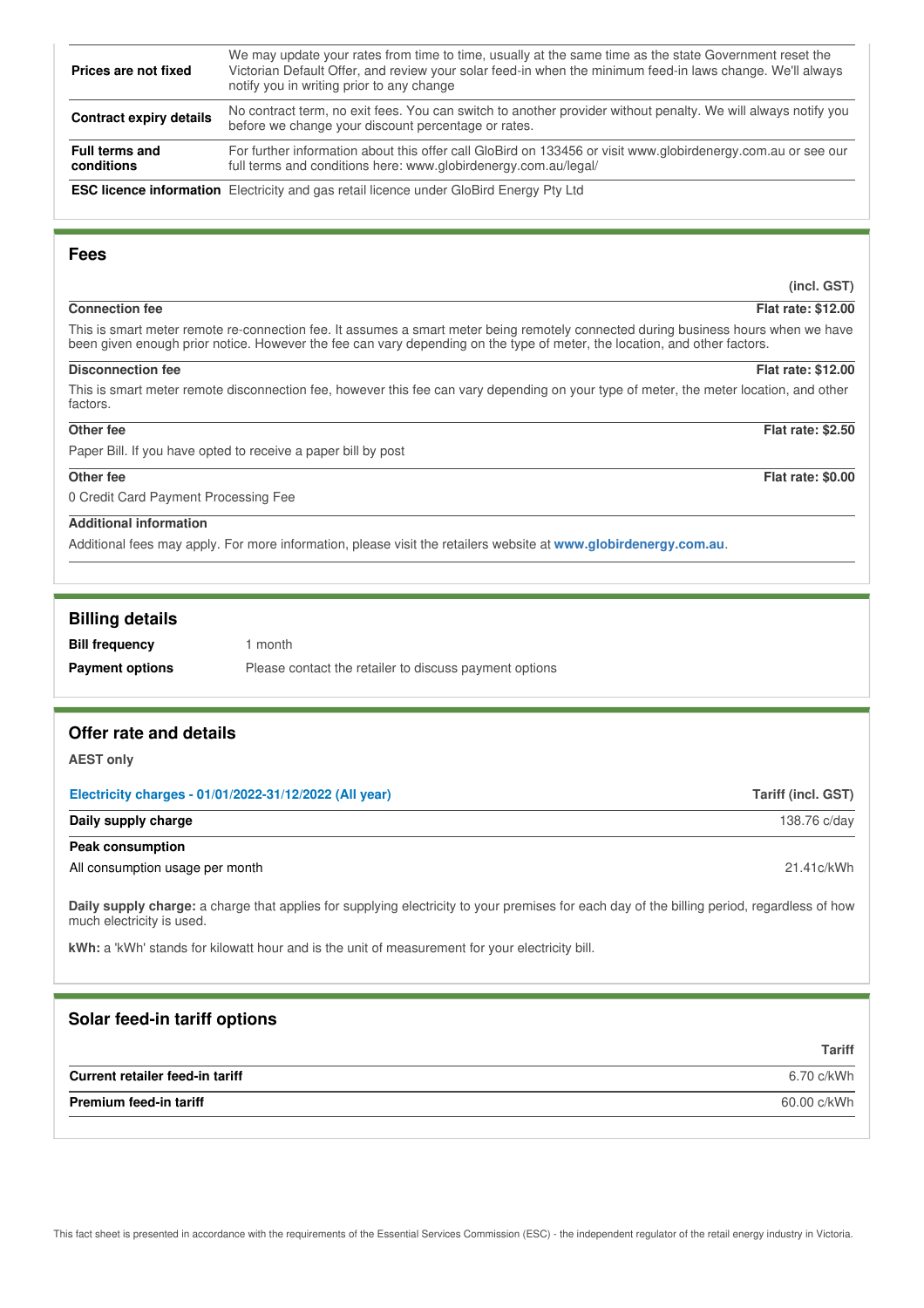| | |
|---|---|
| **Prices are not fixed** | We may update your rates from time to time, usually at the same time as the state Government reset the Victorian Default Offer, and review your solar feed-in when the minimum feed-in laws change. We'll always notify you in writing prior to any change |
| **Contract expiry details** | No contract term, no exit fees. You can switch to another provider without penalty. We will always notify you before we change your discount percentage or rates. |
| **Full terms and conditions** | For further information about this offer call GloBird on 133456 or visit www.globirdenergy.com.au or see our full terms and conditions here: www.globirdenergy.com.au/legal/ |
| **ESC licence information** | Electricity and gas retail licence under GloBird Energy Pty Ltd |

## Fees

| | (incl. GST) |
|---|---|
| **Connection fee** | **Flat rate: $12.00** |

This is smart meter remote re-connection fee. It assumes a smart meter being remotely connected during business hours when we have been given enough prior notice. However the fee can vary depending on the type of meter, the location, and other factors.

| | |
|---|---|
| **Disconnection fee** | **Flat rate: $12.00** |

This is smart meter remote disconnection fee, however this fee can vary depending on your type of meter, the meter location, and other factors.

| | |
|---|---|
| **Other fee** | **Flat rate: $2.50** |

Paper Bill. If you have opted to receive a paper bill by post

| | |
|---|---|
| **Other fee** | **Flat rate: $0.00** |

0 Credit Card Payment Processing Fee

**Additional information**

Additional fees may apply. For more information, please visit the retailers website at **www.globirdenergy.com.au**.

## Billing details

| | |
|---|---|
| **Bill frequency** | 1 month |
| **Payment options** | Please contact the retailer to discuss payment options |

## Offer rate and details

**AEST only**

| Electricity charges - 01/01/2022-31/12/2022 (All year) | Tariff (incl. GST) |
|---|---|
| **Daily supply charge** | 138.76 c/day |
| **Peak consumption** | |
| All consumption usage per month | 21.41c/kWh |

**Daily supply charge:** a charge that applies for supplying electricity to your premises for each day of the billing period, regardless of how much electricity is used.

**kWh:** a 'kWh' stands for kilowatt hour and is the unit of measurement for your electricity bill.

## Solar feed-in tariff options

| | Tariff |
|---|---|
| **Current retailer feed-in tariff** | 6.70 c/kWh |
| **Premium feed-in tariff** | 60.00 c/kWh |

This fact sheet is presented in accordance with the requirements of the Essential Services Commission (ESC) - the independent regulator of the retail energy industry in Victoria.